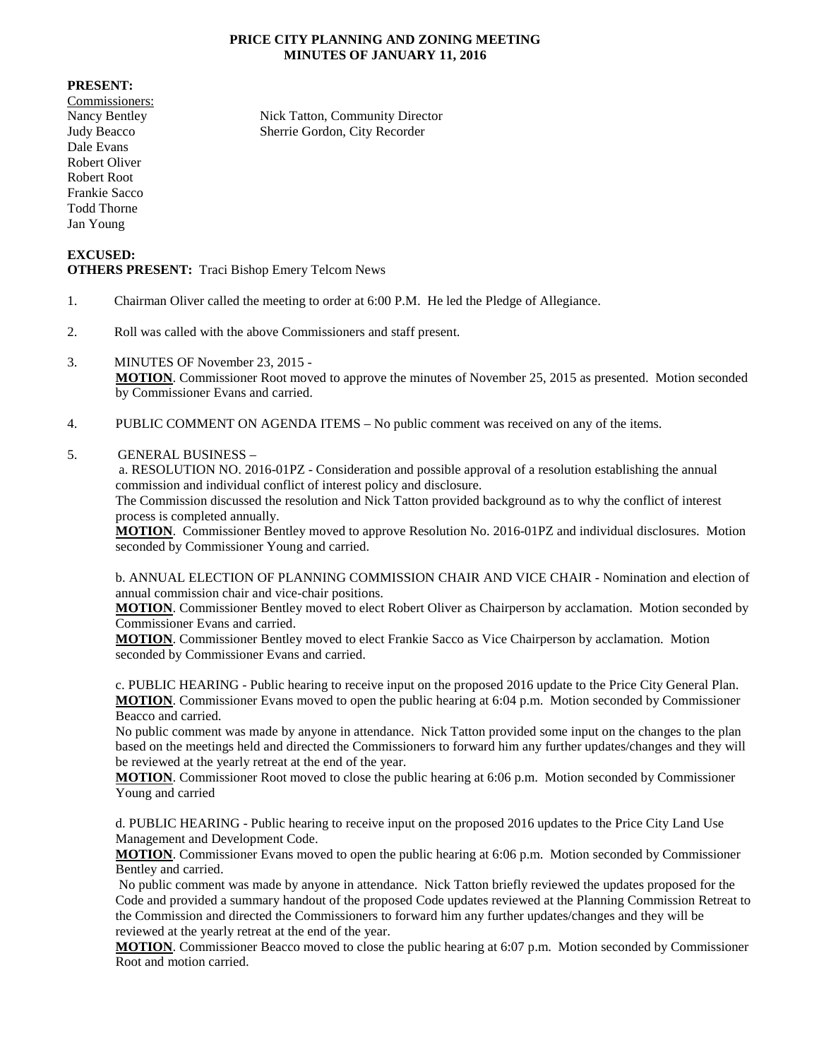# PRICE CITY PLANNING AND ZONING MEETING
## MINUTES OF JANUARY 11, 2016

**PRESENT:**

Commissioners:

Nancy Bentley — Nick Tatton, Community Director
Judy Beacco — Sherrie Gordon, City Recorder
Dale Evans
Robert Oliver
Robert Root
Frankie Sacco
Todd Thorne
Jan Young

**EXCUSED:**

**OTHERS PRESENT:** Traci Bishop Emery Telcom News

1. Chairman Oliver called the meeting to order at 6:00 P.M. He led the Pledge of Allegiance.

2. Roll was called with the above Commissioners and staff present.

3. MINUTES OF November 23, 2015 -
   **MOTION**. Commissioner Root moved to approve the minutes of November 25, 2015 as presented. Motion seconded by Commissioner Evans and carried.

4. PUBLIC COMMENT ON AGENDA ITEMS – No public comment was received on any of the items.

5. GENERAL BUSINESS –

   a. RESOLUTION NO. 2016-01PZ - Consideration and possible approval of a resolution establishing the annual commission and individual conflict of interest policy and disclosure.
   The Commission discussed the resolution and Nick Tatton provided background as to why the conflict of interest process is completed annually.
   **MOTION**. Commissioner Bentley moved to approve Resolution No. 2016-01PZ and individual disclosures. Motion seconded by Commissioner Young and carried.

   b. ANNUAL ELECTION OF PLANNING COMMISSION CHAIR AND VICE CHAIR - Nomination and election of annual commission chair and vice-chair positions.
   **MOTION**. Commissioner Bentley moved to elect Robert Oliver as Chairperson by acclamation. Motion seconded by Commissioner Evans and carried.
   **MOTION**. Commissioner Bentley moved to elect Frankie Sacco as Vice Chairperson by acclamation. Motion seconded by Commissioner Evans and carried.

   c. PUBLIC HEARING - Public hearing to receive input on the proposed 2016 update to the Price City General Plan.
   **MOTION**. Commissioner Evans moved to open the public hearing at 6:04 p.m. Motion seconded by Commissioner Beacco and carried.
   No public comment was made by anyone in attendance. Nick Tatton provided some input on the changes to the plan based on the meetings held and directed the Commissioners to forward him any further updates/changes and they will be reviewed at the yearly retreat at the end of the year.
   **MOTION**. Commissioner Root moved to close the public hearing at 6:06 p.m. Motion seconded by Commissioner Young and carried

   d. PUBLIC HEARING - Public hearing to receive input on the proposed 2016 updates to the Price City Land Use Management and Development Code.
   **MOTION**. Commissioner Evans moved to open the public hearing at 6:06 p.m. Motion seconded by Commissioner Bentley and carried.
   No public comment was made by anyone in attendance. Nick Tatton briefly reviewed the updates proposed for the Code and provided a summary handout of the proposed Code updates reviewed at the Planning Commission Retreat to the Commission and directed the Commissioners to forward him any further updates/changes and they will be reviewed at the yearly retreat at the end of the year.
   **MOTION**. Commissioner Beacco moved to close the public hearing at 6:07 p.m. Motion seconded by Commissioner Root and motion carried.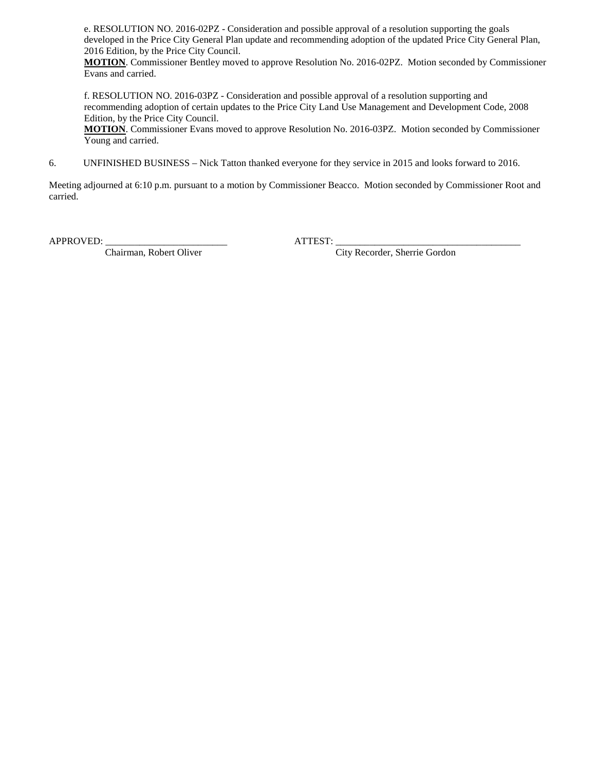e. RESOLUTION NO. 2016-02PZ - Consideration and possible approval of a resolution supporting the goals developed in the Price City General Plan update and recommending adoption of the updated Price City General Plan, 2016 Edition, by the Price City Council.
**MOTION**. Commissioner Bentley moved to approve Resolution No. 2016-02PZ. Motion seconded by Commissioner Evans and carried.

f. RESOLUTION NO. 2016-03PZ - Consideration and possible approval of a resolution supporting and recommending adoption of certain updates to the Price City Land Use Management and Development Code, 2008 Edition, by the Price City Council.
**MOTION**. Commissioner Evans moved to approve Resolution No. 2016-03PZ. Motion seconded by Commissioner Young and carried.

6. UNFINISHED BUSINESS – Nick Tatton thanked everyone for they service in 2015 and looks forward to 2016.

Meeting adjourned at 6:10 p.m. pursuant to a motion by Commissioner Beacco. Motion seconded by Commissioner Root and carried.

APPROVED: ________________________
Chairman, Robert Oliver

ATTEST: ____________________________________
City Recorder, Sherrie Gordon